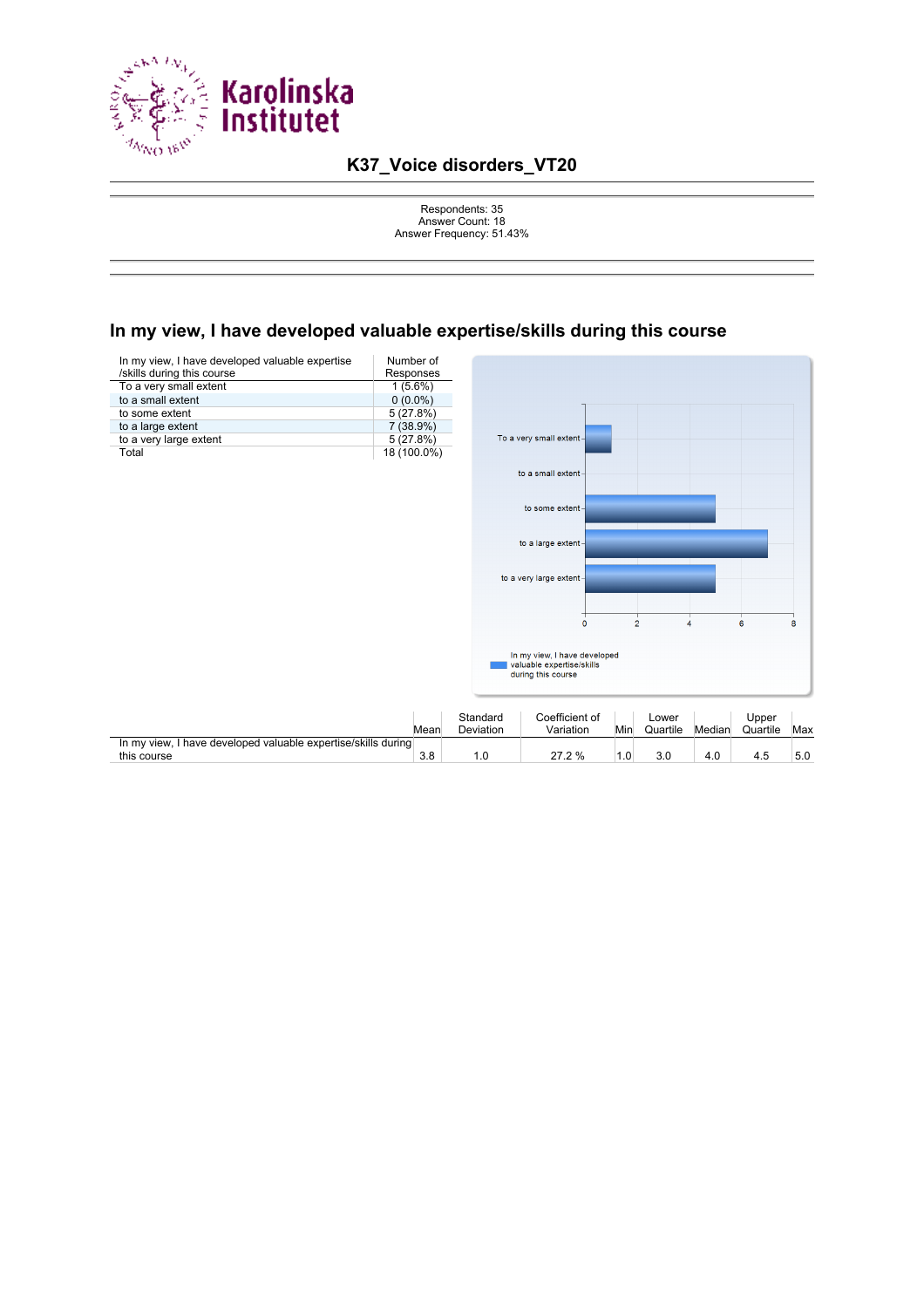# K37_Voice disorders_VT20

Respondents: 35
Answer Count: 18
Answer Frequency: 51.43%

## In my view, I have developed valuable expertise/skills during this course

| In my view, I have developed valuable expertise /skills during this course | Number of Responses |
|---|---|
| To a very small extent | 1 (5.6%) |
| to a small extent | 0 (0.0%) |
| to some extent | 5 (27.8%) |
| to a large extent | 7 (38.9%) |
| to a very large extent | 5 (27.8%) |
| Total | 18 (100.0%) |

| | Mean | Standard Deviation | Coefficient of Variation | Min | Lower Quartile | Median | Upper Quartile | Max |
|---|---|---|---|---|---|---|---|---|
| In my view, I have developed valuable expertise/skills during this course | 3.8 | 1.0 | 27.2 % | 1.0 | 3.0 | 4.0 | 4.5 | 5.0 |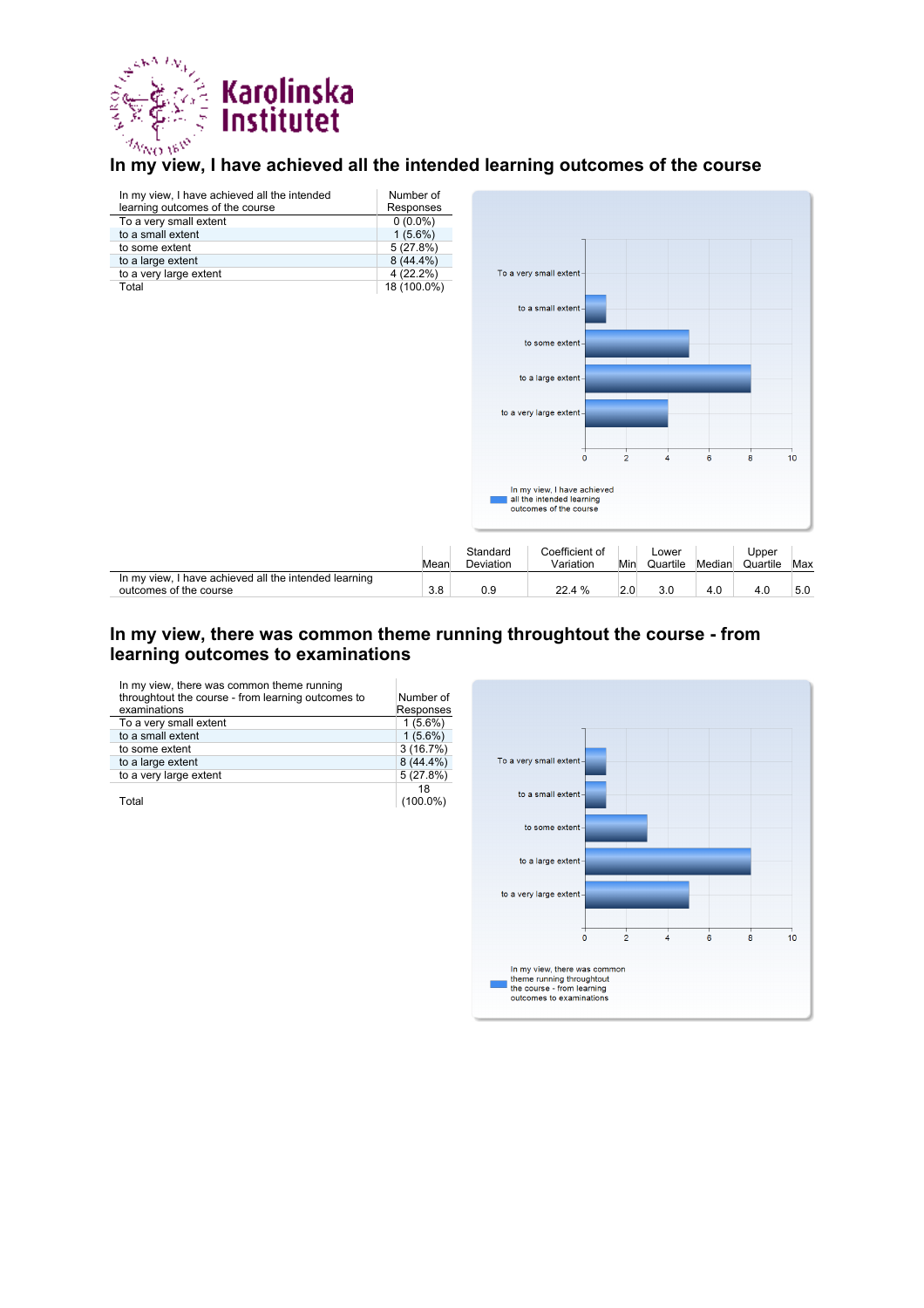# In my view, I have achieved all the intended learning outcomes of the course

| In my view, I have achieved all the intended learning outcomes of the course | Number of Responses |
|---|---|
| To a very small extent | 0 (0.0%) |
| to a small extent | 1 (5.6%) |
| to some extent | 5 (27.8%) |
| to a large extent | 8 (44.4%) |
| to a very large extent | 4 (22.2%) |
| Total | 18 (100.0%) |

| | Mean | Standard Deviation | Coefficient of Variation | Min | Lower Quartile | Median | Upper Quartile | Max |
|---|---|---|---|---|---|---|---|---|
| In my view, I have achieved all the intended learning outcomes of the course | 3.8 | 0.9 | 22.4 % | 2.0 | 3.0 | 4.0 | 4.0 | 5.0 |

# In my view, there was common theme running throughtout the course - from learning outcomes to examinations

| In my view, there was common theme running throughtout the course - from learning outcomes to examinations | Number of Responses |
|---|---|
| To a very small extent | 1 (5.6%) |
| to a small extent | 1 (5.6%) |
| to some extent | 3 (16.7%) |
| to a large extent | 8 (44.4%) |
| to a very large extent | 5 (27.8%) |
| Total | 18 (100.0%) |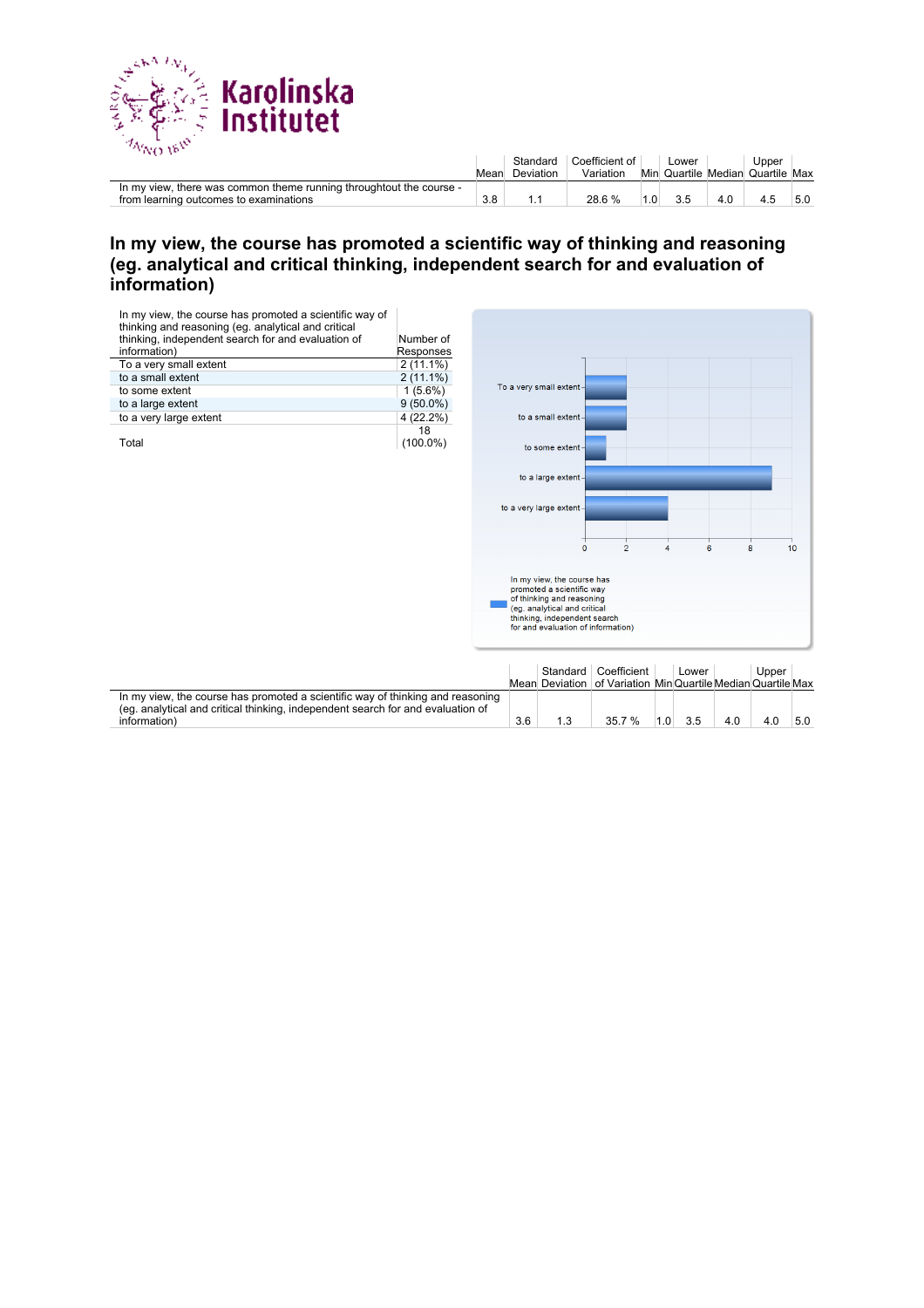| | Mean | Standard Deviation | Coefficient of Variation | Min | Lower Quartile | Median | Upper Quartile | Max |
|---|---|---|---|---|---|---|---|---|
| In my view, there was common theme running throughtout the course - from learning outcomes to examinations | 3.8 | 1.1 | 28.6 % | 1.0 | 3.5 | 4.0 | 4.5 | 5.0 |

## In my view, the course has promoted a scientific way of thinking and reasoning (eg. analytical and critical thinking, independent search for and evaluation of information)

| In my view, the course has promoted a scientific way of thinking and reasoning (eg. analytical and critical thinking, independent search for and evaluation of information) | Number of Responses |
|---|---|
| To a very small extent | 2 (11.1%) |
| to a small extent | 2 (11.1%) |
| to some extent | 1 (5.6%) |
| to a large extent | 9 (50.0%) |
| to a very large extent | 4 (22.2%) |
| Total | 18 (100.0%) |

| | Mean | Standard Deviation | Coefficient of Variation | Min | Lower Quartile | Median | Upper Quartile | Max |
|---|---|---|---|---|---|---|---|---|
| In my view, the course has promoted a scientific way of thinking and reasoning (eg. analytical and critical thinking, independent search for and evaluation of information) | 3.6 | 1.3 | 35.7 % | 1.0 | 3.5 | 4.0 | 4.0 | 5.0 |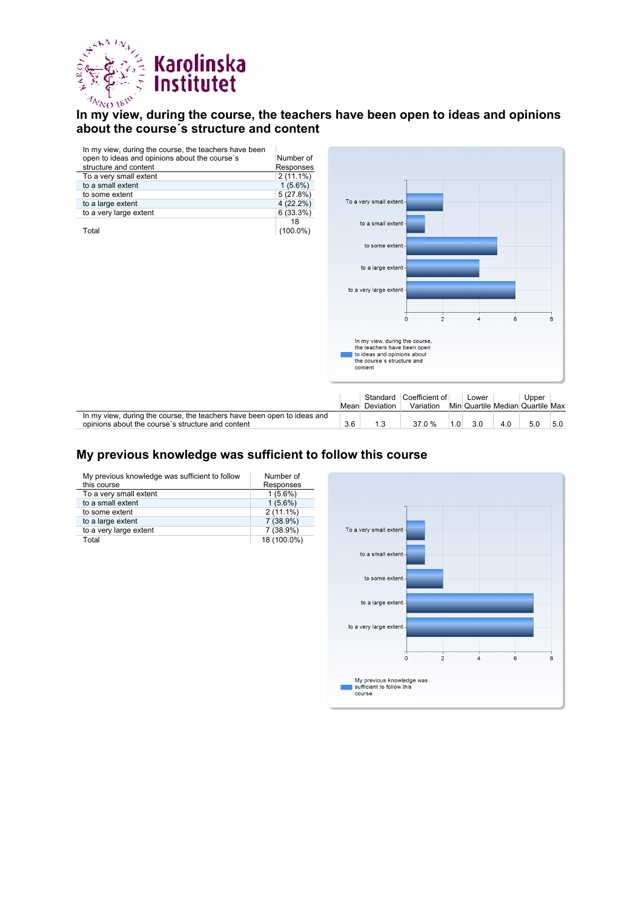## In my view, during the course, the teachers have been open to ideas and opinions about the course´s structure and content

| In my view, during the course, the teachers have been open to ideas and opinions about the course´s structure and content | Number of Responses |
|---|---|
| To a very small extent | 2 (11.1%) |
| to a small extent | 1 (5.6%) |
| to some extent | 5 (27.8%) |
| to a large extent | 4 (22.2%) |
| to a very large extent | 6 (33.3%) |
| Total | 18 (100.0%) |

| | Mean | Standard Deviation | Coefficient of Variation | Min | Lower Quartile | Median | Upper Quartile | Max |
|---|---|---|---|---|---|---|---|---|
| In my view, during the course, the teachers have been open to ideas and opinions about the course´s structure and content | 3.6 | 1.3 | 37.0 % | 1.0 | 3.0 | 4.0 | 5.0 | 5.0 |

## My previous knowledge was sufficient to follow this course

| My previous knowledge was sufficient to follow this course | Number of Responses |
|---|---|
| To a very small extent | 1 (5.6%) |
| to a small extent | 1 (5.6%) |
| to some extent | 2 (11.1%) |
| to a large extent | 7 (38.9%) |
| to a very large extent | 7 (38.9%) |
| Total | 18 (100.0%) |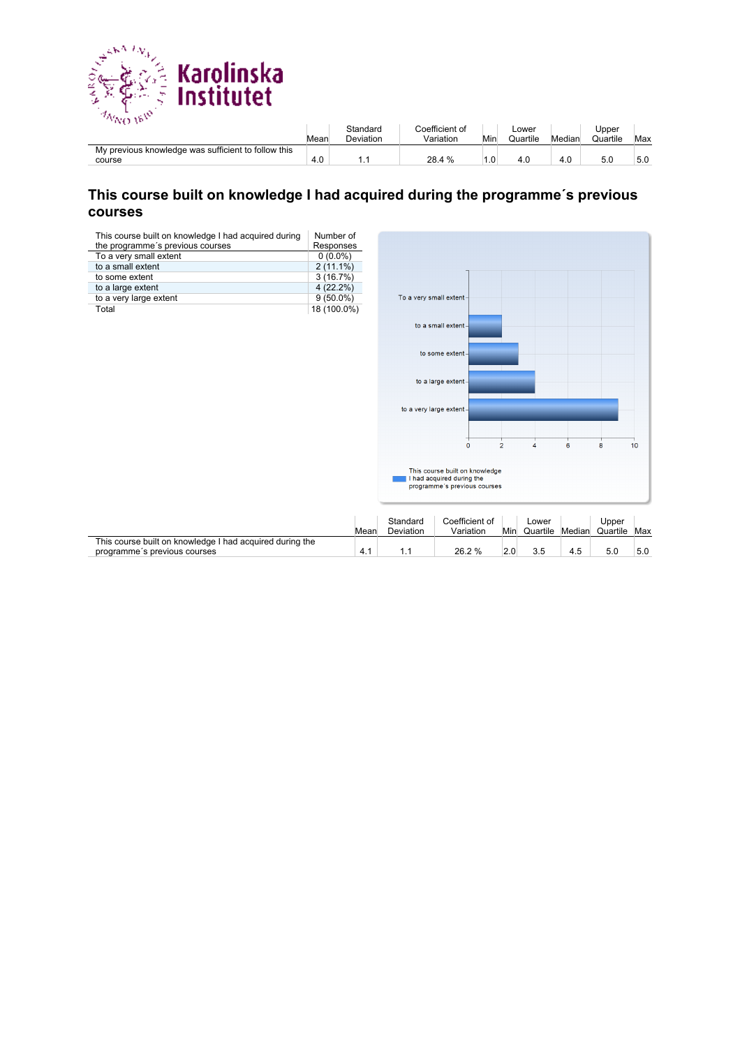| | Mean | Standard Deviation | Coefficient of Variation | Min | Lower Quartile | Median | Upper Quartile | Max |
|---|---|---|---|---|---|---|---|---|
| My previous knowledge was sufficient to follow this course | 4.0 | 1.1 | 28.4 % | 1.0 | 4.0 | 4.0 | 5.0 | 5.0 |

## This course built on knowledge I had acquired during the programme´s previous courses

| This course built on knowledge I had acquired during the programme´s previous courses | Number of Responses |
|---|---|
| To a very small extent | 0 (0.0%) |
| to a small extent | 2 (11.1%) |
| to some extent | 3 (16.7%) |
| to a large extent | 4 (22.2%) |
| to a very large extent | 9 (50.0%) |
| Total | 18 (100.0%) |

| | Mean | Standard Deviation | Coefficient of Variation | Min | Lower Quartile | Median | Upper Quartile | Max |
|---|---|---|---|---|---|---|---|---|
| This course built on knowledge I had acquired during the programme´s previous courses | 4.1 | 1.1 | 26.2 % | 2.0 | 3.5 | 4.5 | 5.0 | 5.0 |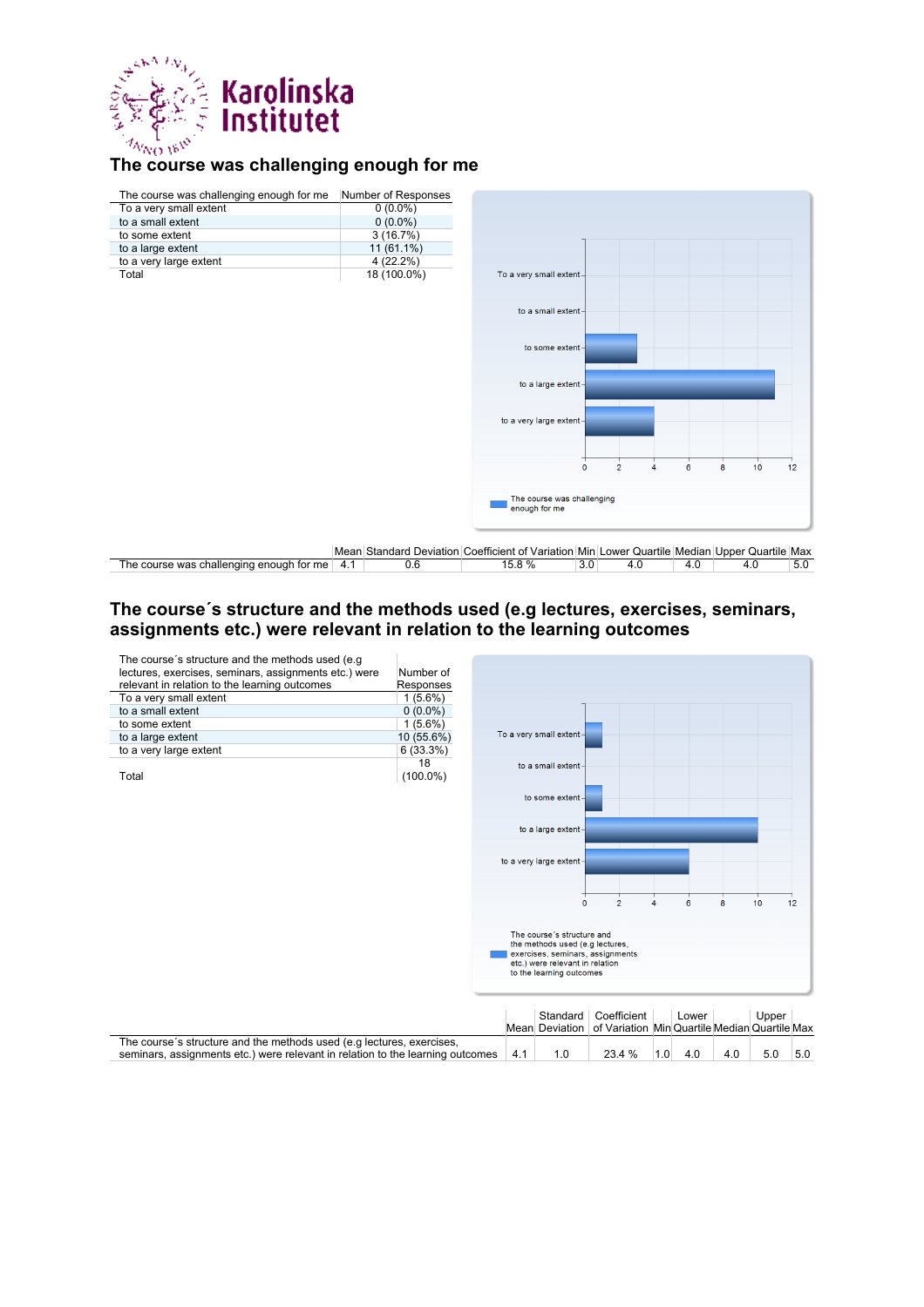## The course was challenging enough for me

| The course was challenging enough for me | Number of Responses |
|---|---|
| To a very small extent | 0 (0.0%) |
| to a small extent | 0 (0.0%) |
| to some extent | 3 (16.7%) |
| to a large extent | 11 (61.1%) |
| to a very large extent | 4 (22.2%) |
| Total | 18 (100.0%) |

| | Mean | Standard Deviation | Coefficient of Variation | Min | Lower Quartile | Median | Upper Quartile | Max |
|---|---|---|---|---|---|---|---|---|
| The course was challenging enough for me | 4.1 | 0.6 | 15.8 % | 3.0 | 4.0 | 4.0 | 4.0 | 5.0 |

## The course´s structure and the methods used (e.g lectures, exercises, seminars, assignments etc.) were relevant in relation to the learning outcomes

| The course´s structure and the methods used (e.g lectures, exercises, seminars, assignments etc.) were relevant in relation to the learning outcomes | Number of Responses |
|---|---|
| To a very small extent | 1 (5.6%) |
| to a small extent | 0 (0.0%) |
| to some extent | 1 (5.6%) |
| to a large extent | 10 (55.6%) |
| to a very large extent | 6 (33.3%) |
| Total | 18 (100.0%) |

| | Mean | Standard Deviation | Coefficient of Variation | Min | Lower Quartile | Median | Upper Quartile | Max |
|---|---|---|---|---|---|---|---|---|
| The course´s structure and the methods used (e.g lectures, exercises, seminars, assignments etc.) were relevant in relation to the learning outcomes | 4.1 | 1.0 | 23.4 % | 1.0 | 4.0 | 4.0 | 5.0 | 5.0 |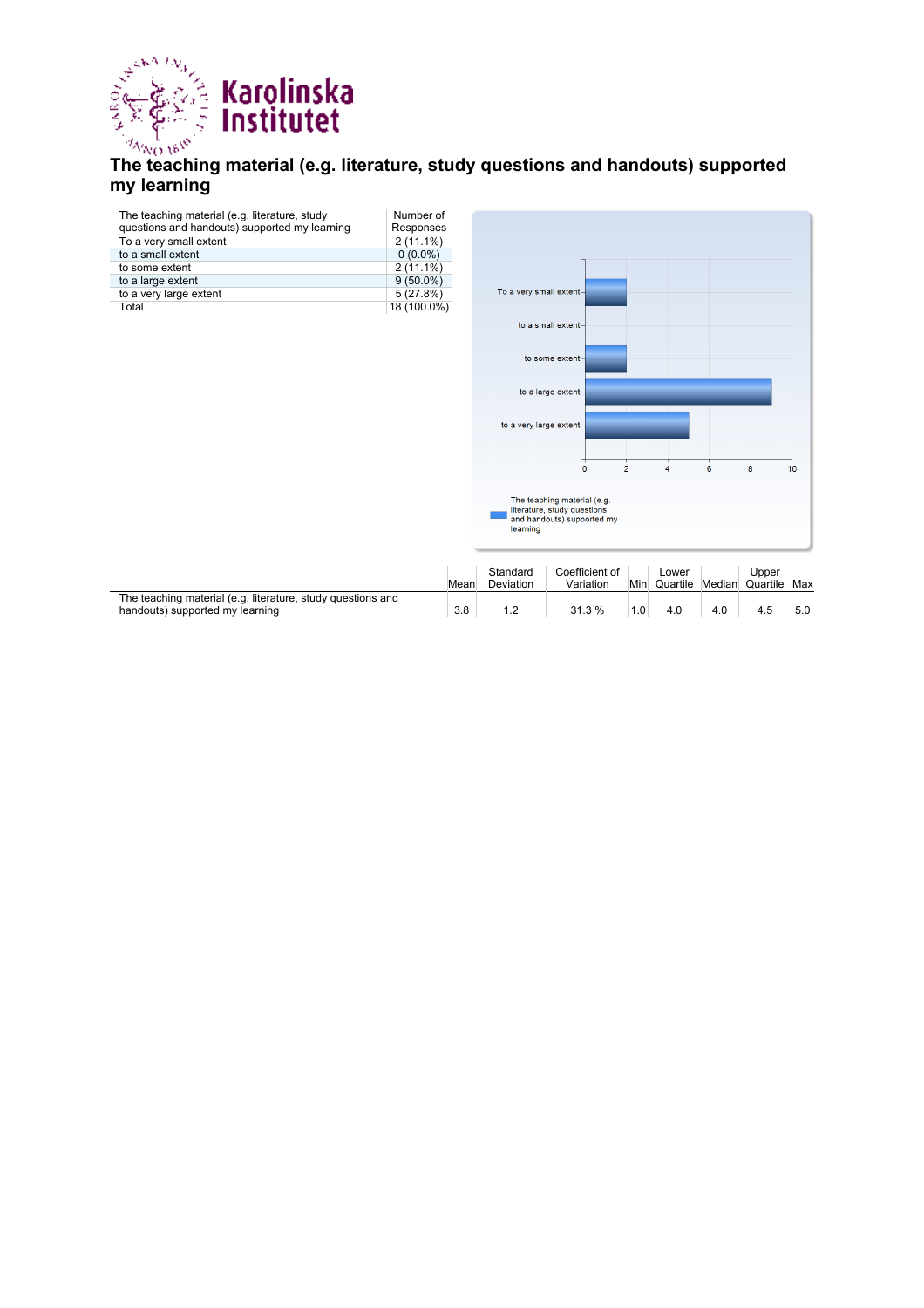# The teaching material (e.g. literature, study questions and handouts) supported my learning

| The teaching material (e.g. literature, study questions and handouts) supported my learning | Number of Responses |
|---|---|
| To a very small extent | 2 (11.1%) |
| to a small extent | 0 (0.0%) |
| to some extent | 2 (11.1%) |
| to a large extent | 9 (50.0%) |
| to a very large extent | 5 (27.8%) |
| Total | 18 (100.0%) |

| | Mean | Standard Deviation | Coefficient of Variation | Min | Lower Quartile | Median | Upper Quartile | Max |
|---|---|---|---|---|---|---|---|---|
| The teaching material (e.g. literature, study questions and handouts) supported my learning | 3.8 | 1.2 | 31.3 % | 1.0 | 4.0 | 4.0 | 4.5 | 5.0 |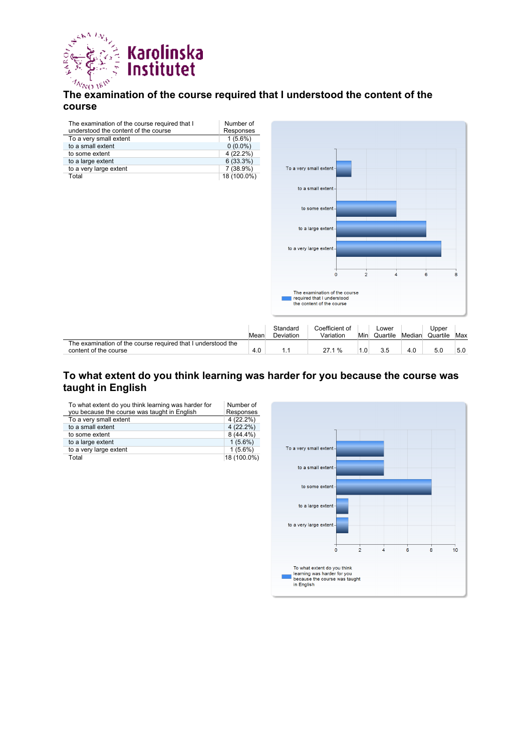## The examination of the course required that I understood the content of the course

| The examination of the course required that I understood the content of the course | Number of Responses |
|---|---|
| To a very small extent | 1 (5.6%) |
| to a small extent | 0 (0.0%) |
| to some extent | 4 (22.2%) |
| to a large extent | 6 (33.3%) |
| to a very large extent | 7 (38.9%) |
| Total | 18 (100.0%) |

| | Mean | Standard Deviation | Coefficient of Variation | Min | Lower Quartile | Median | Upper Quartile | Max |
|---|---|---|---|---|---|---|---|---|
| The examination of the course required that I understood the content of the course | 4.0 | 1.1 | 27.1 % | 1.0 | 3.5 | 4.0 | 5.0 | 5.0 |

## To what extent do you think learning was harder for you because the course was taught in English

| To what extent do you think learning was harder for you because the course was taught in English | Number of Responses |
|---|---|
| To a very small extent | 4 (22.2%) |
| to a small extent | 4 (22.2%) |
| to some extent | 8 (44.4%) |
| to a large extent | 1 (5.6%) |
| to a very large extent | 1 (5.6%) |
| Total | 18 (100.0%) |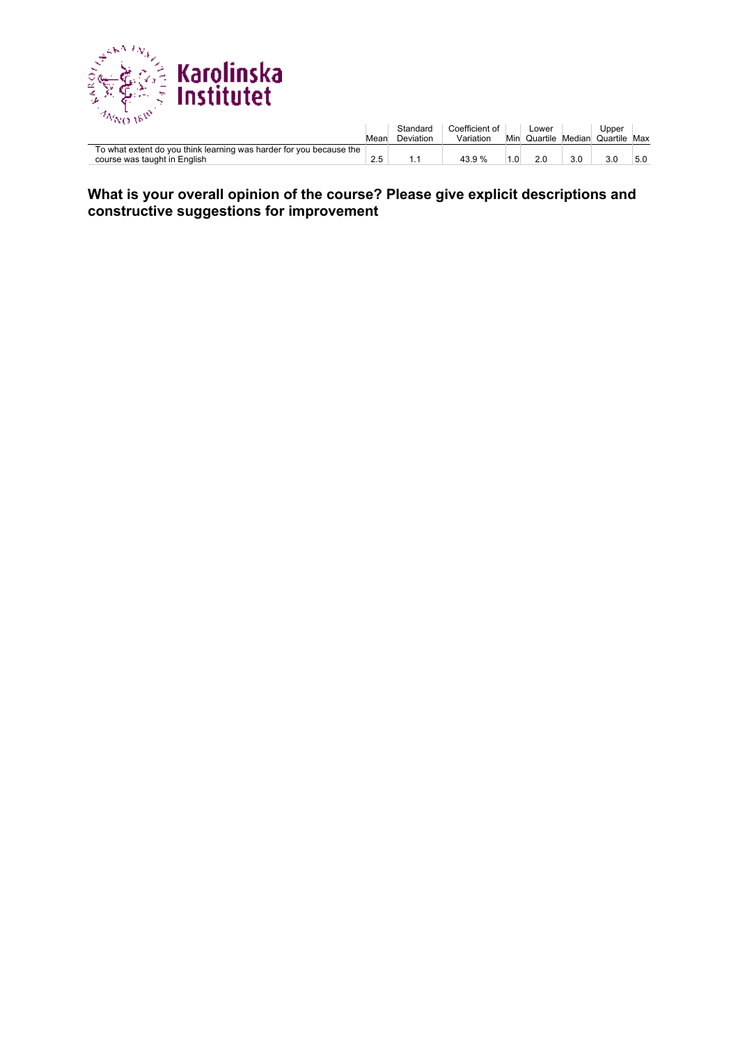| | Mean | Standard Deviation | Coefficient of Variation | Min | Lower Quartile | Median | Upper Quartile | Max |
|---|---|---|---|---|---|---|---|---|
| To what extent do you think learning was harder for you because the course was taught in English | 2.5 | 1.1 | 43.9 % | 1.0 | 2.0 | 3.0 | 3.0 | 5.0 |

## What is your overall opinion of the course? Please give explicit descriptions and constructive suggestions for improvement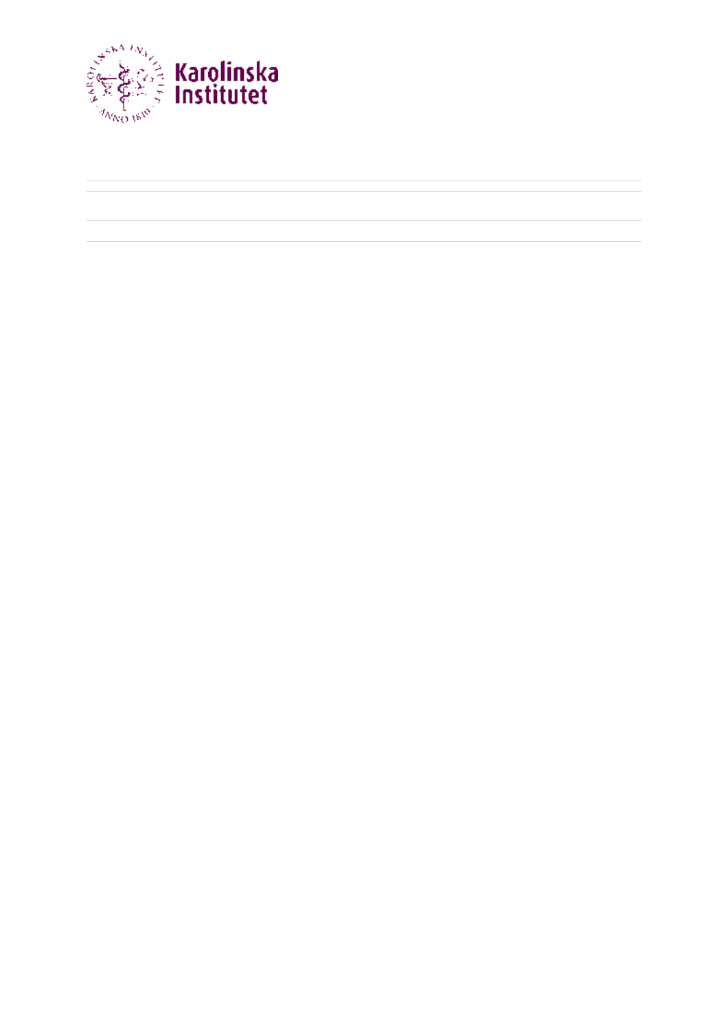Karolinska Institutet